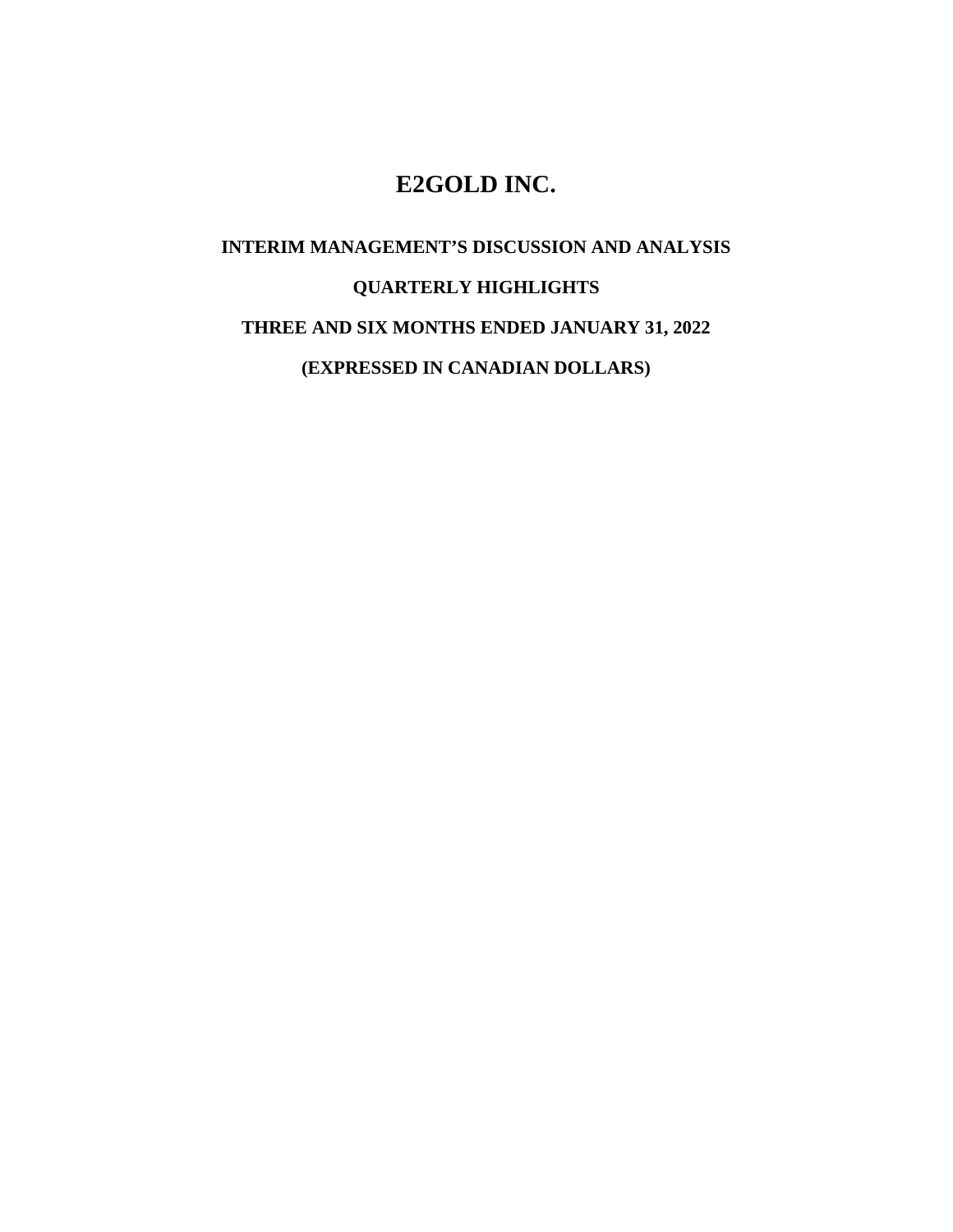# E2GOLD INC.

## INTERIM MANAGEMENT'S DISCUSSION AND ANALYSIS

## QUARTERLY HIGHLIGHTS

## THREE AND SIX MONTHS ENDED JANUARY 31, 2022

## (EXPRESSED IN CANADIAN DOLLARS)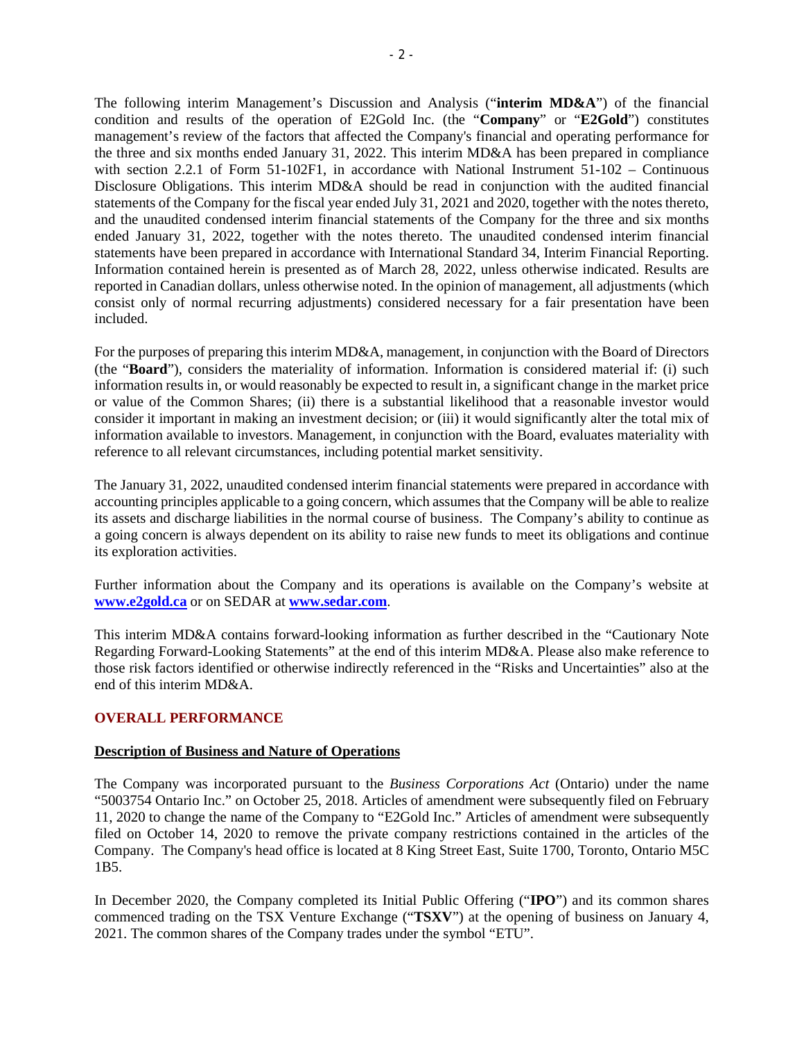The following interim Management's Discussion and Analysis ("**interim MD&A**") of the financial condition and results of the operation of E2Gold Inc. (the "**Company**" or "**E2Gold**") constitutes management's review of the factors that affected the Company's financial and operating performance for the three and six months ended January 31, 2022. This interim MD&A has been prepared in compliance with section 2.2.1 of Form 51-102F1, in accordance with National Instrument 51-102 – Continuous Disclosure Obligations. This interim MD&A should be read in conjunction with the audited financial statements of the Company for the fiscal year ended July 31, 2021 and 2020, together with the notes thereto, and the unaudited condensed interim financial statements of the Company for the three and six months ended January 31, 2022, together with the notes thereto. The unaudited condensed interim financial statements have been prepared in accordance with International Standard 34, Interim Financial Reporting. Information contained herein is presented as of March 28, 2022, unless otherwise indicated. Results are reported in Canadian dollars, unless otherwise noted. In the opinion of management, all adjustments (which consist only of normal recurring adjustments) considered necessary for a fair presentation have been included.

For the purposes of preparing this interim MD&A, management, in conjunction with the Board of Directors (the "**Board**"), considers the materiality of information. Information is considered material if: (i) such information results in, or would reasonably be expected to result in, a significant change in the market price or value of the Common Shares; (ii) there is a substantial likelihood that a reasonable investor would consider it important in making an investment decision; or (iii) it would significantly alter the total mix of information available to investors. Management, in conjunction with the Board, evaluates materiality with reference to all relevant circumstances, including potential market sensitivity.

The January 31, 2022, unaudited condensed interim financial statements were prepared in accordance with accounting principles applicable to a going concern, which assumes that the Company will be able to realize its assets and discharge liabilities in the normal course of business. The Company's ability to continue as a going concern is always dependent on its ability to raise new funds to meet its obligations and continue its exploration activities.

Further information about the Company and its operations is available on the Company's website at **www.e2gold.ca** or on SEDAR at **www.sedar.com**.

This interim MD&A contains forward-looking information as further described in the "Cautionary Note Regarding Forward-Looking Statements" at the end of this interim MD&A. Please also make reference to those risk factors identified or otherwise indirectly referenced in the "Risks and Uncertainties" also at the end of this interim MD&A.

## OVERALL PERFORMANCE

### Description of Business and Nature of Operations

The Company was incorporated pursuant to the *Business Corporations Act* (Ontario) under the name "5003754 Ontario Inc." on October 25, 2018. Articles of amendment were subsequently filed on February 11, 2020 to change the name of the Company to "E2Gold Inc." Articles of amendment were subsequently filed on October 14, 2020 to remove the private company restrictions contained in the articles of the Company. The Company's head office is located at 8 King Street East, Suite 1700, Toronto, Ontario M5C 1B5.

In December 2020, the Company completed its Initial Public Offering ("**IPO**") and its common shares commenced trading on the TSX Venture Exchange ("**TSXV**") at the opening of business on January 4, 2021. The common shares of the Company trades under the symbol "ETU".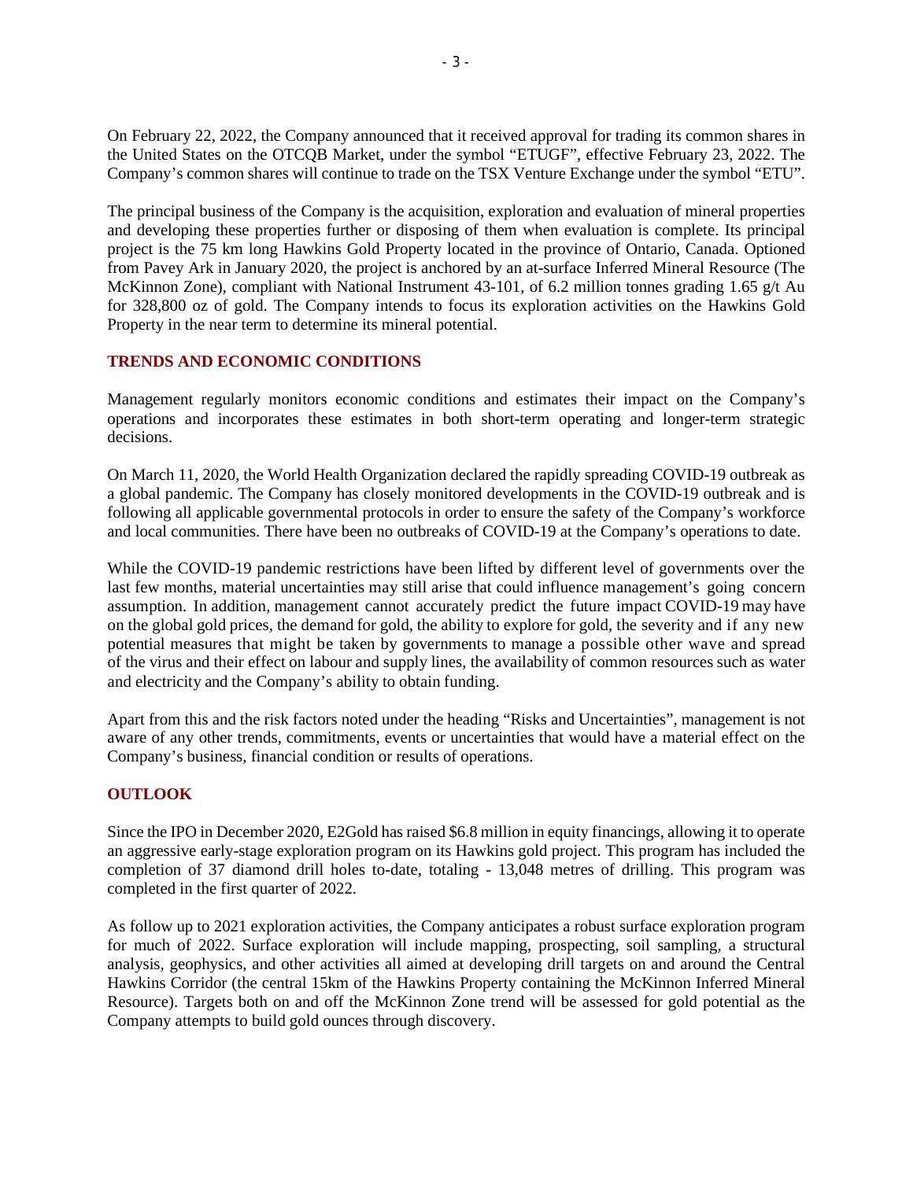On February 22, 2022, the Company announced that it received approval for trading its common shares in the United States on the OTCQB Market, under the symbol "ETUGF", effective February 23, 2022. The Company's common shares will continue to trade on the TSX Venture Exchange under the symbol "ETU".

The principal business of the Company is the acquisition, exploration and evaluation of mineral properties and developing these properties further or disposing of them when evaluation is complete. Its principal project is the 75 km long Hawkins Gold Property located in the province of Ontario, Canada. Optioned from Pavey Ark in January 2020, the project is anchored by an at-surface Inferred Mineral Resource (The McKinnon Zone), compliant with National Instrument 43-101, of 6.2 million tonnes grading 1.65 g/t Au for 328,800 oz of gold. The Company intends to focus its exploration activities on the Hawkins Gold Property in the near term to determine its mineral potential.

## TRENDS AND ECONOMIC CONDITIONS

Management regularly monitors economic conditions and estimates their impact on the Company's operations and incorporates these estimates in both short-term operating and longer-term strategic decisions.

On March 11, 2020, the World Health Organization declared the rapidly spreading COVID-19 outbreak as a global pandemic. The Company has closely monitored developments in the COVID-19 outbreak and is following all applicable governmental protocols in order to ensure the safety of the Company's workforce and local communities. There have been no outbreaks of COVID-19 at the Company's operations to date.

While the COVID-19 pandemic restrictions have been lifted by different level of governments over the last few months, material uncertainties may still arise that could influence management's going concern assumption. In addition, management cannot accurately predict the future impact COVID-19 may have on the global gold prices, the demand for gold, the ability to explore for gold, the severity and if any new potential measures that might be taken by governments to manage a possible other wave and spread of the virus and their effect on labour and supply lines, the availability of common resources such as water and electricity and the Company's ability to obtain funding.

Apart from this and the risk factors noted under the heading "Risks and Uncertainties", management is not aware of any other trends, commitments, events or uncertainties that would have a material effect on the Company's business, financial condition or results of operations.

## OUTLOOK

Since the IPO in December 2020, E2Gold has raised $6.8 million in equity financings, allowing it to operate an aggressive early-stage exploration program on its Hawkins gold project. This program has included the completion of 37 diamond drill holes to-date, totaling - 13,048 metres of drilling. This program was completed in the first quarter of 2022.

As follow up to 2021 exploration activities, the Company anticipates a robust surface exploration program for much of 2022. Surface exploration will include mapping, prospecting, soil sampling, a structural analysis, geophysics, and other activities all aimed at developing drill targets on and around the Central Hawkins Corridor (the central 15km of the Hawkins Property containing the McKinnon Inferred Mineral Resource). Targets both on and off the McKinnon Zone trend will be assessed for gold potential as the Company attempts to build gold ounces through discovery.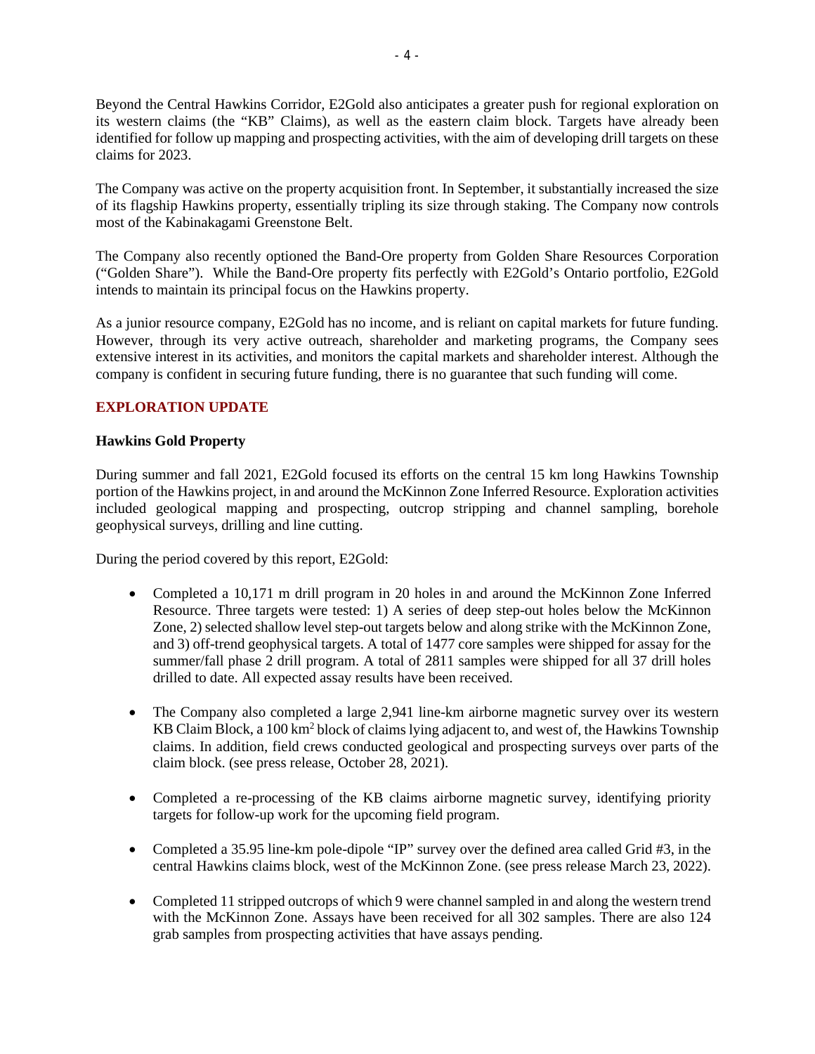Beyond the Central Hawkins Corridor, E2Gold also anticipates a greater push for regional exploration on its western claims (the "KB" Claims), as well as the eastern claim block. Targets have already been identified for follow up mapping and prospecting activities, with the aim of developing drill targets on these claims for 2023.

The Company was active on the property acquisition front. In September, it substantially increased the size of its flagship Hawkins property, essentially tripling its size through staking. The Company now controls most of the Kabinakagami Greenstone Belt.

The Company also recently optioned the Band-Ore property from Golden Share Resources Corporation ("Golden Share"). While the Band-Ore property fits perfectly with E2Gold's Ontario portfolio, E2Gold intends to maintain its principal focus on the Hawkins property.

As a junior resource company, E2Gold has no income, and is reliant on capital markets for future funding. However, through its very active outreach, shareholder and marketing programs, the Company sees extensive interest in its activities, and monitors the capital markets and shareholder interest. Although the company is confident in securing future funding, there is no guarantee that such funding will come.

## EXPLORATION UPDATE

### Hawkins Gold Property

During summer and fall 2021, E2Gold focused its efforts on the central 15 km long Hawkins Township portion of the Hawkins project, in and around the McKinnon Zone Inferred Resource. Exploration activities included geological mapping and prospecting, outcrop stripping and channel sampling, borehole geophysical surveys, drilling and line cutting.

During the period covered by this report, E2Gold:

- Completed a 10,171 m drill program in 20 holes in and around the McKinnon Zone Inferred Resource. Three targets were tested: 1) A series of deep step-out holes below the McKinnon Zone, 2) selected shallow level step-out targets below and along strike with the McKinnon Zone, and 3) off-trend geophysical targets. A total of 1477 core samples were shipped for assay for the summer/fall phase 2 drill program. A total of 2811 samples were shipped for all 37 drill holes drilled to date. All expected assay results have been received.

- The Company also completed a large 2,941 line-km airborne magnetic survey over its western KB Claim Block, a 100 km$^2$ block of claims lying adjacent to, and west of, the Hawkins Township claims. In addition, field crews conducted geological and prospecting surveys over parts of the claim block. (see press release, October 28, 2021).

- Completed a re-processing of the KB claims airborne magnetic survey, identifying priority targets for follow-up work for the upcoming field program.

- Completed a 35.95 line-km pole-dipole "IP" survey over the defined area called Grid #3, in the central Hawkins claims block, west of the McKinnon Zone. (see press release March 23, 2022).

- Completed 11 stripped outcrops of which 9 were channel sampled in and along the western trend with the McKinnon Zone. Assays have been received for all 302 samples. There are also 124 grab samples from prospecting activities that have assays pending.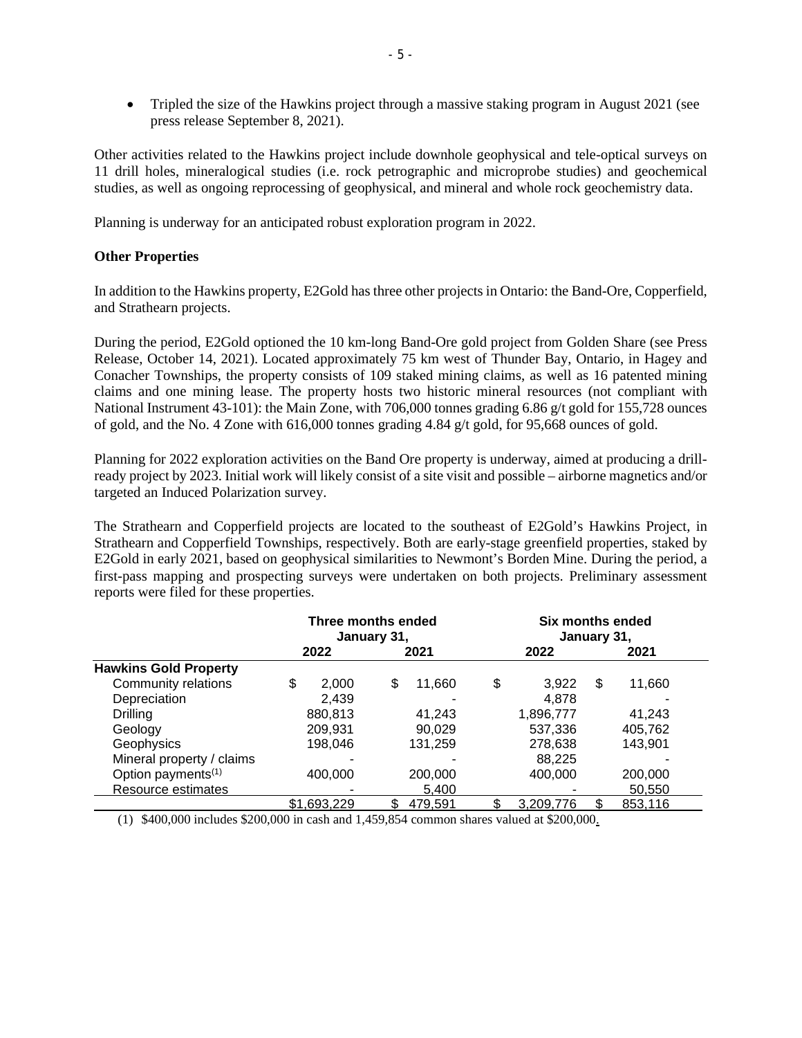- Tripled the size of the Hawkins project through a massive staking program in August 2021 (see press release September 8, 2021).

Other activities related to the Hawkins project include downhole geophysical and tele-optical surveys on 11 drill holes, mineralogical studies (i.e. rock petrographic and microprobe studies) and geochemical studies, as well as ongoing reprocessing of geophysical, and mineral and whole rock geochemistry data.

Planning is underway for an anticipated robust exploration program in 2022.

**Other Properties**

In addition to the Hawkins property, E2Gold has three other projects in Ontario: the Band-Ore, Copperfield, and Strathearn projects.

During the period, E2Gold optioned the 10 km-long Band-Ore gold project from Golden Share (see Press Release, October 14, 2021). Located approximately 75 km west of Thunder Bay, Ontario, in Hagey and Conacher Townships, the property consists of 109 staked mining claims, as well as 16 patented mining claims and one mining lease. The property hosts two historic mineral resources (not compliant with National Instrument 43-101): the Main Zone, with 706,000 tonnes grading 6.86 g/t gold for 155,728 ounces of gold, and the No. 4 Zone with 616,000 tonnes grading 4.84 g/t gold, for 95,668 ounces of gold.

Planning for 2022 exploration activities on the Band Ore property is underway, aimed at producing a drill-ready project by 2023. Initial work will likely consist of a site visit and possible – airborne magnetics and/or targeted an Induced Polarization survey.

The Strathearn and Copperfield projects are located to the southeast of E2Gold's Hawkins Project, in Strathearn and Copperfield Townships, respectively. Both are early-stage greenfield properties, staked by E2Gold in early 2021, based on geophysical similarities to Newmont's Borden Mine. During the period, a first-pass mapping and prospecting surveys were undertaken on both projects. Preliminary assessment reports were filed for these properties.

| | Three months ended January 31, | | Six months ended January 31, | |
|---|---|---|---|---|
| | 2022 | 2021 | 2022 | 2021 |
| **Hawkins Gold Property** | | | | |
| Community relations | $ 2,000 | $ 11,660 | $ 3,922 | $ 11,660 |
| Depreciation | 2,439 | - | 4,878 | - |
| Drilling | 880,813 | 41,243 | 1,896,777 | 41,243 |
| Geology | 209,931 | 90,029 | 537,336 | 405,762 |
| Geophysics | 198,046 | 131,259 | 278,638 | 143,901 |
| Mineral property / claims | - | - | 88,225 | - |
| Option payments(1) | 400,000 | 200,000 | 400,000 | 200,000 |
| Resource estimates | - | 5,400 | - | 50,550 |
| | $1,693,229 | $ 479,591 | $ 3,209,776 | $ 853,116 |

(1) $400,000 includes $200,000 in cash and 1,459,854 common shares valued at $200,000.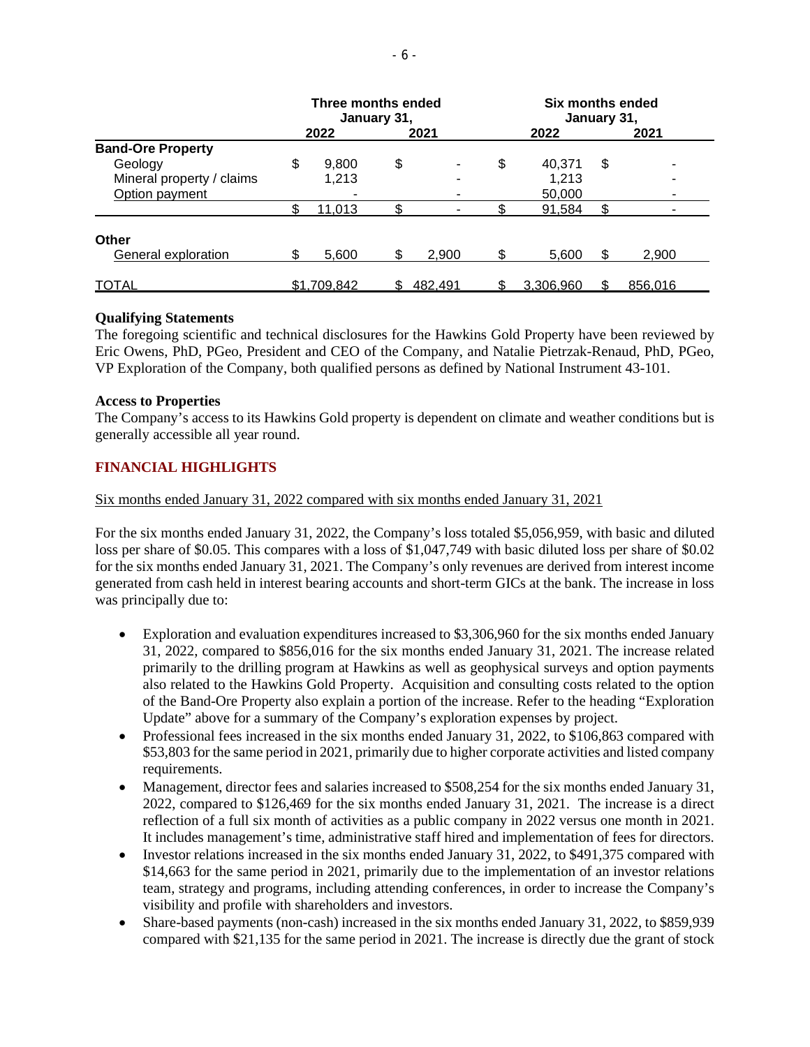| | Three months ended January 31, | | Six months ended January 31, | |
|---|---|---|---|---|
| | 2022 | 2021 | 2022 | 2021 |
| **Band-Ore Property** | | | | |
| Geology | $ 9,800 | $ - | $ 40,371 | $ - |
| Mineral property / claims | 1,213 | - | 1,213 | - |
| Option payment | - | - | 50,000 | - |
| | $ 11,013 | $ - | $ 91,584 | $ - |
| **Other** | | | | |
| General exploration | $ 5,600 | $ 2,900 | $ 5,600 | $ 2,900 |
| TOTAL | $1,709,842 | $ 482,491 | $ 3,306,960 | $ 856,016 |

**Qualifying Statements**

The foregoing scientific and technical disclosures for the Hawkins Gold Property have been reviewed by Eric Owens, PhD, PGeo, President and CEO of the Company, and Natalie Pietrzak-Renaud, PhD, PGeo, VP Exploration of the Company, both qualified persons as defined by National Instrument 43-101.

**Access to Properties**

The Company's access to its Hawkins Gold property is dependent on climate and weather conditions but is generally accessible all year round.

## FINANCIAL HIGHLIGHTS

Six months ended January 31, 2022 compared with six months ended January 31, 2021

For the six months ended January 31, 2022, the Company's loss totaled $5,056,959, with basic and diluted loss per share of $0.05. This compares with a loss of $1,047,749 with basic diluted loss per share of $0.02 for the six months ended January 31, 2021. The Company's only revenues are derived from interest income generated from cash held in interest bearing accounts and short-term GICs at the bank. The increase in loss was principally due to:

- Exploration and evaluation expenditures increased to $3,306,960 for the six months ended January 31, 2022, compared to $856,016 for the six months ended January 31, 2021. The increase related primarily to the drilling program at Hawkins as well as geophysical surveys and option payments also related to the Hawkins Gold Property. Acquisition and consulting costs related to the option of the Band-Ore Property also explain a portion of the increase. Refer to the heading "Exploration Update" above for a summary of the Company's exploration expenses by project.
- Professional fees increased in the six months ended January 31, 2022, to $106,863 compared with $53,803 for the same period in 2021, primarily due to higher corporate activities and listed company requirements.
- Management, director fees and salaries increased to $508,254 for the six months ended January 31, 2022, compared to $126,469 for the six months ended January 31, 2021. The increase is a direct reflection of a full six month of activities as a public company in 2022 versus one month in 2021. It includes management's time, administrative staff hired and implementation of fees for directors.
- Investor relations increased in the six months ended January 31, 2022, to $491,375 compared with $14,663 for the same period in 2021, primarily due to the implementation of an investor relations team, strategy and programs, including attending conferences, in order to increase the Company's visibility and profile with shareholders and investors.
- Share-based payments (non-cash) increased in the six months ended January 31, 2022, to $859,939 compared with $21,135 for the same period in 2021. The increase is directly due the grant of stock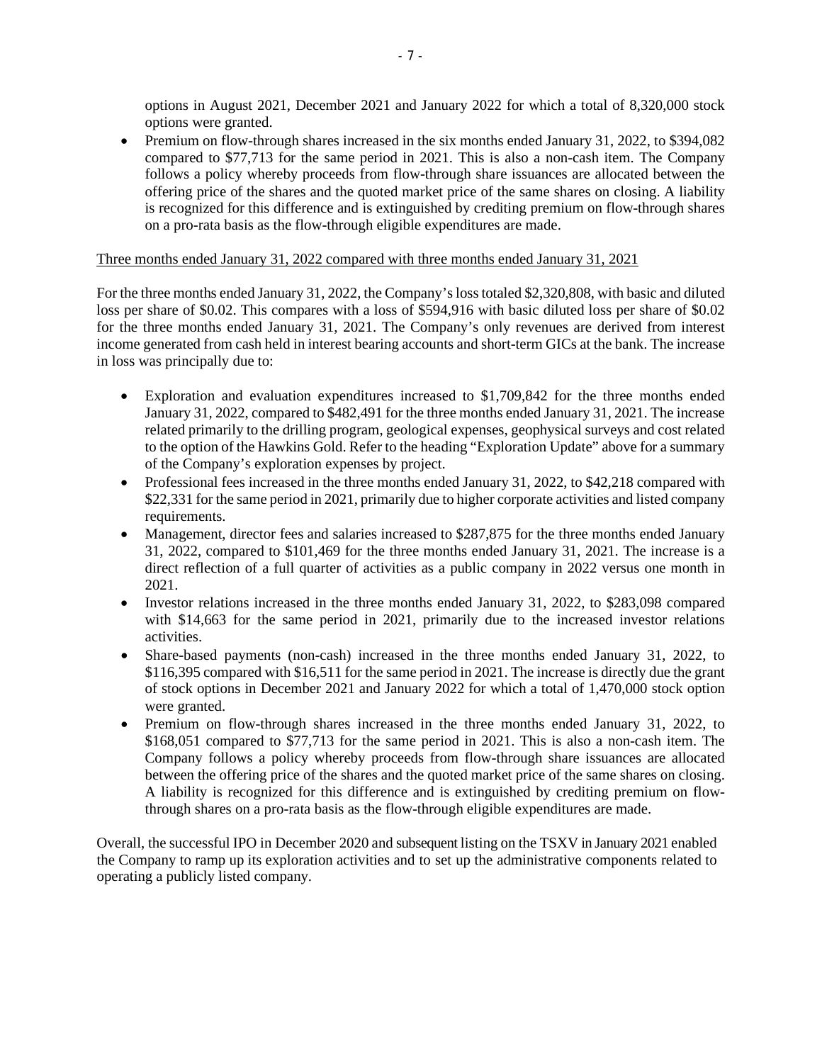options in August 2021, December 2021 and January 2022 for which a total of 8,320,000 stock options were granted.
- Premium on flow-through shares increased in the six months ended January 31, 2022, to $394,082 compared to $77,713 for the same period in 2021. This is also a non-cash item. The Company follows a policy whereby proceeds from flow-through share issuances are allocated between the offering price of the shares and the quoted market price of the same shares on closing. A liability is recognized for this difference and is extinguished by crediting premium on flow-through shares on a pro-rata basis as the flow-through eligible expenditures are made.

Three months ended January 31, 2022 compared with three months ended January 31, 2021

For the three months ended January 31, 2022, the Company's loss totaled $2,320,808, with basic and diluted loss per share of $0.02. This compares with a loss of $594,916 with basic diluted loss per share of $0.02 for the three months ended January 31, 2021. The Company's only revenues are derived from interest income generated from cash held in interest bearing accounts and short-term GICs at the bank. The increase in loss was principally due to:

- Exploration and evaluation expenditures increased to $1,709,842 for the three months ended January 31, 2022, compared to $482,491 for the three months ended January 31, 2021. The increase related primarily to the drilling program, geological expenses, geophysical surveys and cost related to the option of the Hawkins Gold. Refer to the heading "Exploration Update" above for a summary of the Company's exploration expenses by project.
- Professional fees increased in the three months ended January 31, 2022, to $42,218 compared with $22,331 for the same period in 2021, primarily due to higher corporate activities and listed company requirements.
- Management, director fees and salaries increased to $287,875 for the three months ended January 31, 2022, compared to $101,469 for the three months ended January 31, 2021. The increase is a direct reflection of a full quarter of activities as a public company in 2022 versus one month in 2021.
- Investor relations increased in the three months ended January 31, 2022, to $283,098 compared with $14,663 for the same period in 2021, primarily due to the increased investor relations activities.
- Share-based payments (non-cash) increased in the three months ended January 31, 2022, to $116,395 compared with $16,511 for the same period in 2021. The increase is directly due the grant of stock options in December 2021 and January 2022 for which a total of 1,470,000 stock option were granted.
- Premium on flow-through shares increased in the three months ended January 31, 2022, to $168,051 compared to $77,713 for the same period in 2021. This is also a non-cash item. The Company follows a policy whereby proceeds from flow-through share issuances are allocated between the offering price of the shares and the quoted market price of the same shares on closing. A liability is recognized for this difference and is extinguished by crediting premium on flow-through shares on a pro-rata basis as the flow-through eligible expenditures are made.

Overall, the successful IPO in December 2020 and subsequent listing on the TSXV in January 2021 enabled the Company to ramp up its exploration activities and to set up the administrative components related to operating a publicly listed company.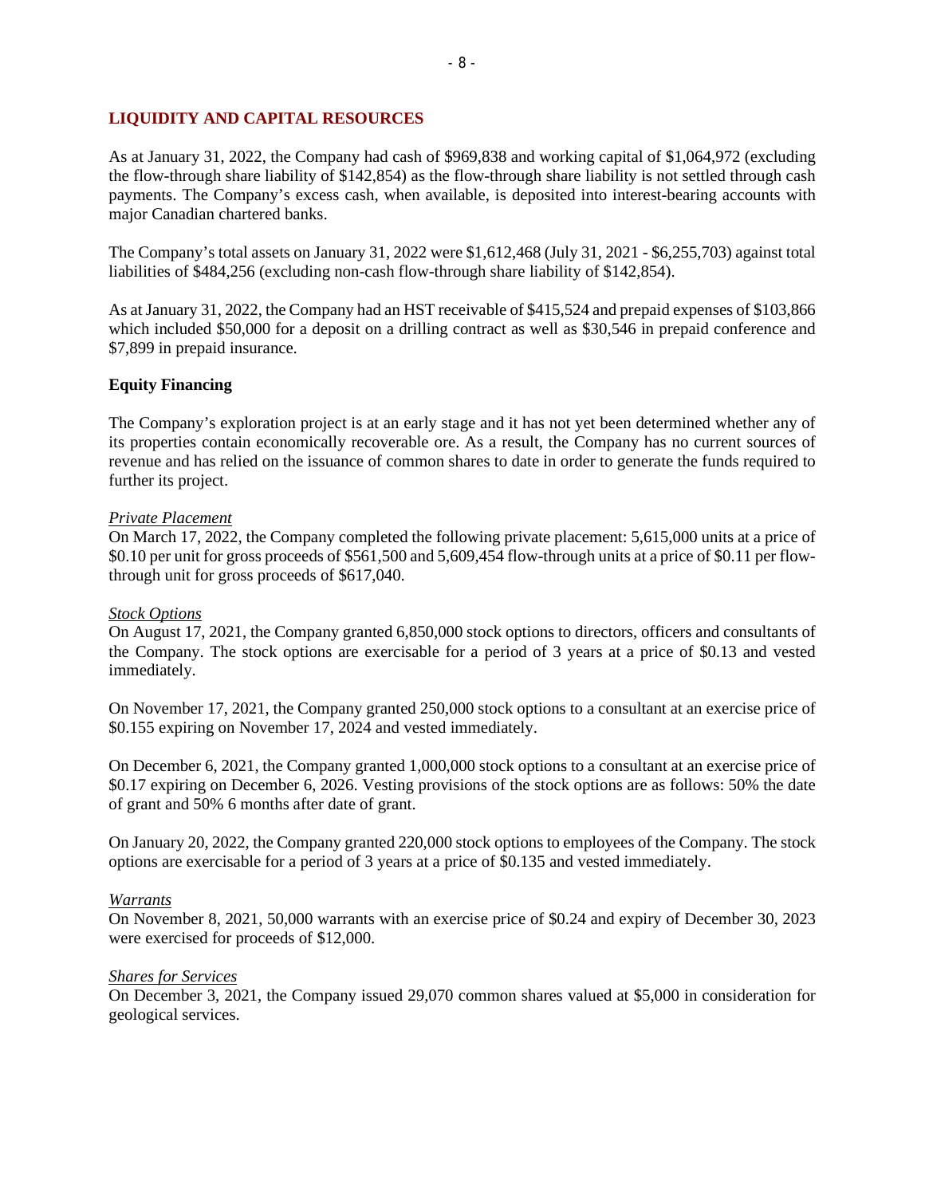## LIQUIDITY AND CAPITAL RESOURCES

As at January 31, 2022, the Company had cash of $969,838 and working capital of $1,064,972 (excluding the flow-through share liability of $142,854) as the flow-through share liability is not settled through cash payments. The Company's excess cash, when available, is deposited into interest-bearing accounts with major Canadian chartered banks.

The Company's total assets on January 31, 2022 were $1,612,468 (July 31, 2021 - $6,255,703) against total liabilities of $484,256 (excluding non-cash flow-through share liability of $142,854).

As at January 31, 2022, the Company had an HST receivable of $415,524 and prepaid expenses of $103,866 which included $50,000 for a deposit on a drilling contract as well as $30,546 in prepaid conference and $7,899 in prepaid insurance.

### Equity Financing

The Company's exploration project is at an early stage and it has not yet been determined whether any of its properties contain economically recoverable ore. As a result, the Company has no current sources of revenue and has relied on the issuance of common shares to date in order to generate the funds required to further its project.

*Private Placement*

On March 17, 2022, the Company completed the following private placement: 5,615,000 units at a price of $0.10 per unit for gross proceeds of $561,500 and 5,609,454 flow-through units at a price of $0.11 per flow-through unit for gross proceeds of $617,040.

*Stock Options*

On August 17, 2021, the Company granted 6,850,000 stock options to directors, officers and consultants of the Company. The stock options are exercisable for a period of 3 years at a price of $0.13 and vested immediately.

On November 17, 2021, the Company granted 250,000 stock options to a consultant at an exercise price of $0.155 expiring on November 17, 2024 and vested immediately.

On December 6, 2021, the Company granted 1,000,000 stock options to a consultant at an exercise price of $0.17 expiring on December 6, 2026. Vesting provisions of the stock options are as follows: 50% the date of grant and 50% 6 months after date of grant.

On January 20, 2022, the Company granted 220,000 stock options to employees of the Company. The stock options are exercisable for a period of 3 years at a price of $0.135 and vested immediately.

*Warrants*

On November 8, 2021, 50,000 warrants with an exercise price of $0.24 and expiry of December 30, 2023 were exercised for proceeds of $12,000.

*Shares for Services*

On December 3, 2021, the Company issued 29,070 common shares valued at $5,000 in consideration for geological services.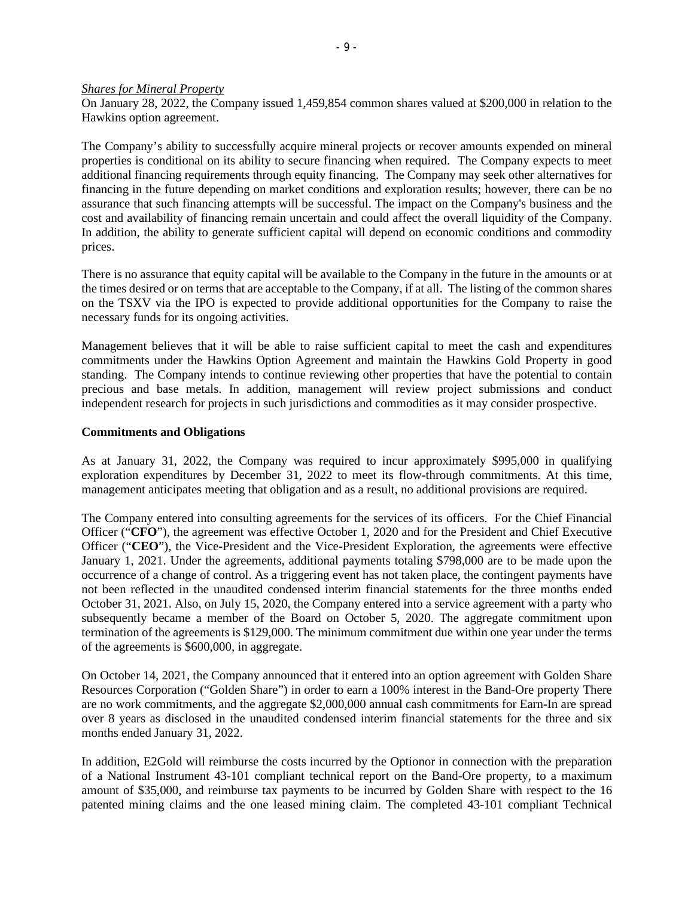*Shares for Mineral Property*

On January 28, 2022, the Company issued 1,459,854 common shares valued at \$200,000 in relation to the Hawkins option agreement.

The Company's ability to successfully acquire mineral projects or recover amounts expended on mineral properties is conditional on its ability to secure financing when required. The Company expects to meet additional financing requirements through equity financing. The Company may seek other alternatives for financing in the future depending on market conditions and exploration results; however, there can be no assurance that such financing attempts will be successful. The impact on the Company's business and the cost and availability of financing remain uncertain and could affect the overall liquidity of the Company. In addition, the ability to generate sufficient capital will depend on economic conditions and commodity prices.

There is no assurance that equity capital will be available to the Company in the future in the amounts or at the times desired or on terms that are acceptable to the Company, if at all. The listing of the common shares on the TSXV via the IPO is expected to provide additional opportunities for the Company to raise the necessary funds for its ongoing activities.

Management believes that it will be able to raise sufficient capital to meet the cash and expenditures commitments under the Hawkins Option Agreement and maintain the Hawkins Gold Property in good standing. The Company intends to continue reviewing other properties that have the potential to contain precious and base metals. In addition, management will review project submissions and conduct independent research for projects in such jurisdictions and commodities as it may consider prospective.

**Commitments and Obligations**

As at January 31, 2022, the Company was required to incur approximately \$995,000 in qualifying exploration expenditures by December 31, 2022 to meet its flow-through commitments. At this time, management anticipates meeting that obligation and as a result, no additional provisions are required.

The Company entered into consulting agreements for the services of its officers. For the Chief Financial Officer ("**CFO**"), the agreement was effective October 1, 2020 and for the President and Chief Executive Officer ("**CEO**"), the Vice-President and the Vice-President Exploration, the agreements were effective January 1, 2021. Under the agreements, additional payments totaling \$798,000 are to be made upon the occurrence of a change of control. As a triggering event has not taken place, the contingent payments have not been reflected in the unaudited condensed interim financial statements for the three months ended October 31, 2021. Also, on July 15, 2020, the Company entered into a service agreement with a party who subsequently became a member of the Board on October 5, 2020. The aggregate commitment upon termination of the agreements is \$129,000. The minimum commitment due within one year under the terms of the agreements is \$600,000, in aggregate.

On October 14, 2021, the Company announced that it entered into an option agreement with Golden Share Resources Corporation ("Golden Share") in order to earn a 100% interest in the Band-Ore property There are no work commitments, and the aggregate \$2,000,000 annual cash commitments for Earn-In are spread over 8 years as disclosed in the unaudited condensed interim financial statements for the three and six months ended January 31, 2022.

In addition, E2Gold will reimburse the costs incurred by the Optionor in connection with the preparation of a National Instrument 43-101 compliant technical report on the Band-Ore property, to a maximum amount of \$35,000, and reimburse tax payments to be incurred by Golden Share with respect to the 16 patented mining claims and the one leased mining claim. The completed 43-101 compliant Technical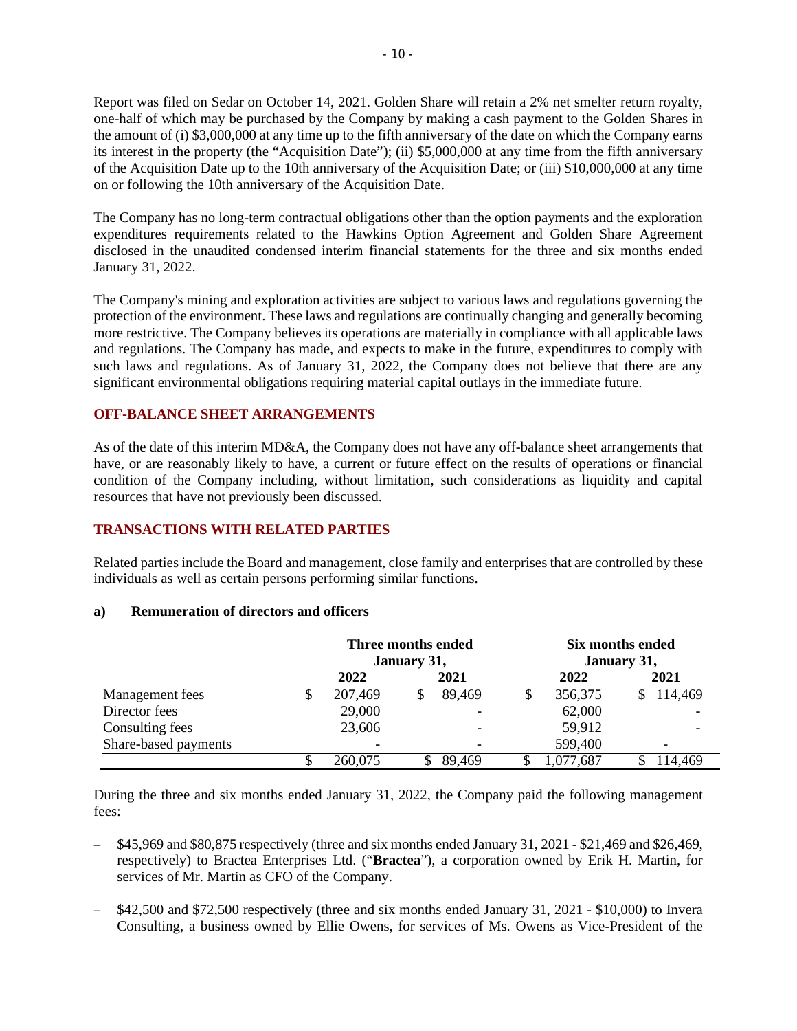Report was filed on Sedar on October 14, 2021. Golden Share will retain a 2% net smelter return royalty, one-half of which may be purchased by the Company by making a cash payment to the Golden Shares in the amount of (i) $3,000,000 at any time up to the fifth anniversary of the date on which the Company earns its interest in the property (the "Acquisition Date"); (ii) $5,000,000 at any time from the fifth anniversary of the Acquisition Date up to the 10th anniversary of the Acquisition Date; or (iii) $10,000,000 at any time on or following the 10th anniversary of the Acquisition Date.

The Company has no long-term contractual obligations other than the option payments and the exploration expenditures requirements related to the Hawkins Option Agreement and Golden Share Agreement disclosed in the unaudited condensed interim financial statements for the three and six months ended January 31, 2022.

The Company's mining and exploration activities are subject to various laws and regulations governing the protection of the environment. These laws and regulations are continually changing and generally becoming more restrictive. The Company believes its operations are materially in compliance with all applicable laws and regulations. The Company has made, and expects to make in the future, expenditures to comply with such laws and regulations. As of January 31, 2022, the Company does not believe that there are any significant environmental obligations requiring material capital outlays in the immediate future.

## OFF-BALANCE SHEET ARRANGEMENTS

As of the date of this interim MD&A, the Company does not have any off-balance sheet arrangements that have, or are reasonably likely to have, a current or future effect on the results of operations or financial condition of the Company including, without limitation, such considerations as liquidity and capital resources that have not previously been discussed.

## TRANSACTIONS WITH RELATED PARTIES

Related parties include the Board and management, close family and enterprises that are controlled by these individuals as well as certain persons performing similar functions.

### a) Remuneration of directors and officers

| | Three months ended January 31, | | Six months ended January 31, | |
|---|---|---|---|---|
| | 2022 | 2021 | 2022 | 2021 |
| Management fees | $ 207,469 | $ 89,469 | $ 356,375 | $ 114,469 |
| Director fees | 29,000 | - | 62,000 | - |
| Consulting fees | 23,606 | - | 59,912 | - |
| Share-based payments | - | - | 599,400 | - |
| | $ 260,075 | $ 89,469 | $ 1,077,687 | $ 114,469 |

During the three and six months ended January 31, 2022, the Company paid the following management fees:

- $45,969 and $80,875 respectively (three and six months ended January 31, 2021 - $21,469 and $26,469, respectively) to Bractea Enterprises Ltd. ("**Bractea**"), a corporation owned by Erik H. Martin, for services of Mr. Martin as CFO of the Company.
- $42,500 and $72,500 respectively (three and six months ended January 31, 2021 - $10,000) to Invera Consulting, a business owned by Ellie Owens, for services of Ms. Owens as Vice-President of the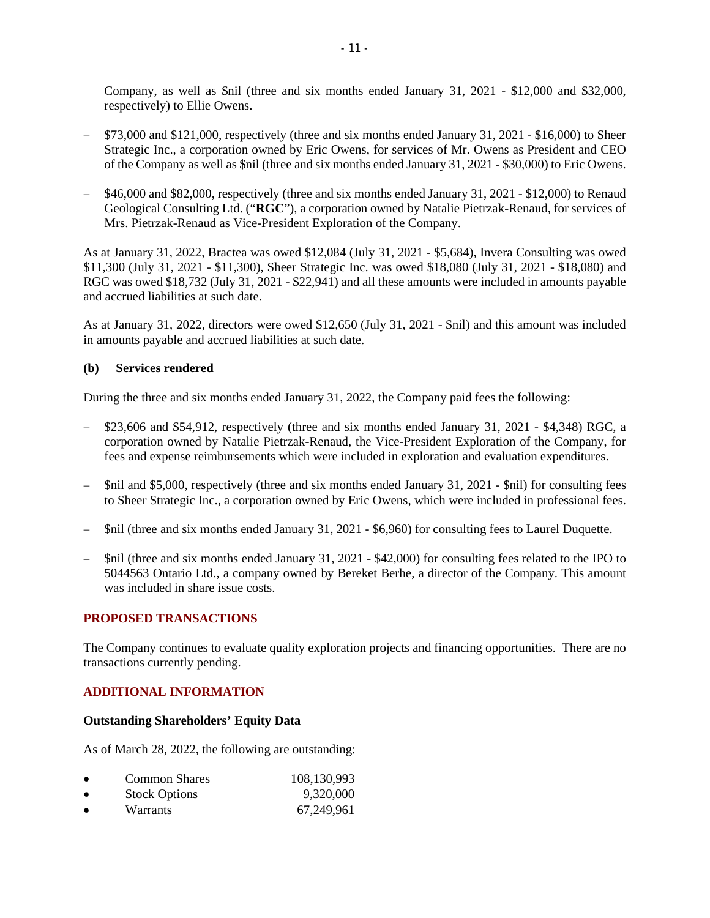Company, as well as $nil (three and six months ended January 31, 2021 - $12,000 and $32,000, respectively) to Ellie Owens.

- $73,000 and $121,000, respectively (three and six months ended January 31, 2021 - $16,000) to Sheer Strategic Inc., a corporation owned by Eric Owens, for services of Mr. Owens as President and CEO of the Company as well as $nil (three and six months ended January 31, 2021 - $30,000) to Eric Owens.
- $46,000 and $82,000, respectively (three and six months ended January 31, 2021 - $12,000) to Renaud Geological Consulting Ltd. ("**RGC**"), a corporation owned by Natalie Pietrzak-Renaud, for services of Mrs. Pietrzak-Renaud as Vice-President Exploration of the Company.

As at January 31, 2022, Bractea was owed $12,084 (July 31, 2021 - $5,684), Invera Consulting was owed $11,300 (July 31, 2021 - $11,300), Sheer Strategic Inc. was owed $18,080 (July 31, 2021 - $18,080) and RGC was owed $18,732 (July 31, 2021 - $22,941) and all these amounts were included in amounts payable and accrued liabilities at such date.

As at January 31, 2022, directors were owed $12,650 (July 31, 2021 - $nil) and this amount was included in amounts payable and accrued liabilities at such date.

### (b) Services rendered

During the three and six months ended January 31, 2022, the Company paid fees the following:

- $23,606 and $54,912, respectively (three and six months ended January 31, 2021 - $4,348) RGC, a corporation owned by Natalie Pietrzak-Renaud, the Vice-President Exploration of the Company, for fees and expense reimbursements which were included in exploration and evaluation expenditures.
- $nil and $5,000, respectively (three and six months ended January 31, 2021 - $nil) for consulting fees to Sheer Strategic Inc., a corporation owned by Eric Owens, which were included in professional fees.
- $nil (three and six months ended January 31, 2021 - $6,960) for consulting fees to Laurel Duquette.
- $nil (three and six months ended January 31, 2021 - $42,000) for consulting fees related to the IPO to 5044563 Ontario Ltd., a company owned by Bereket Berhe, a director of the Company. This amount was included in share issue costs.

## PROPOSED TRANSACTIONS

The Company continues to evaluate quality exploration projects and financing opportunities. There are no transactions currently pending.

## ADDITIONAL INFORMATION

### Outstanding Shareholders' Equity Data

As of March 28, 2022, the following are outstanding:

- Common Shares 108,130,993
- Stock Options 9,320,000
- Warrants 67,249,961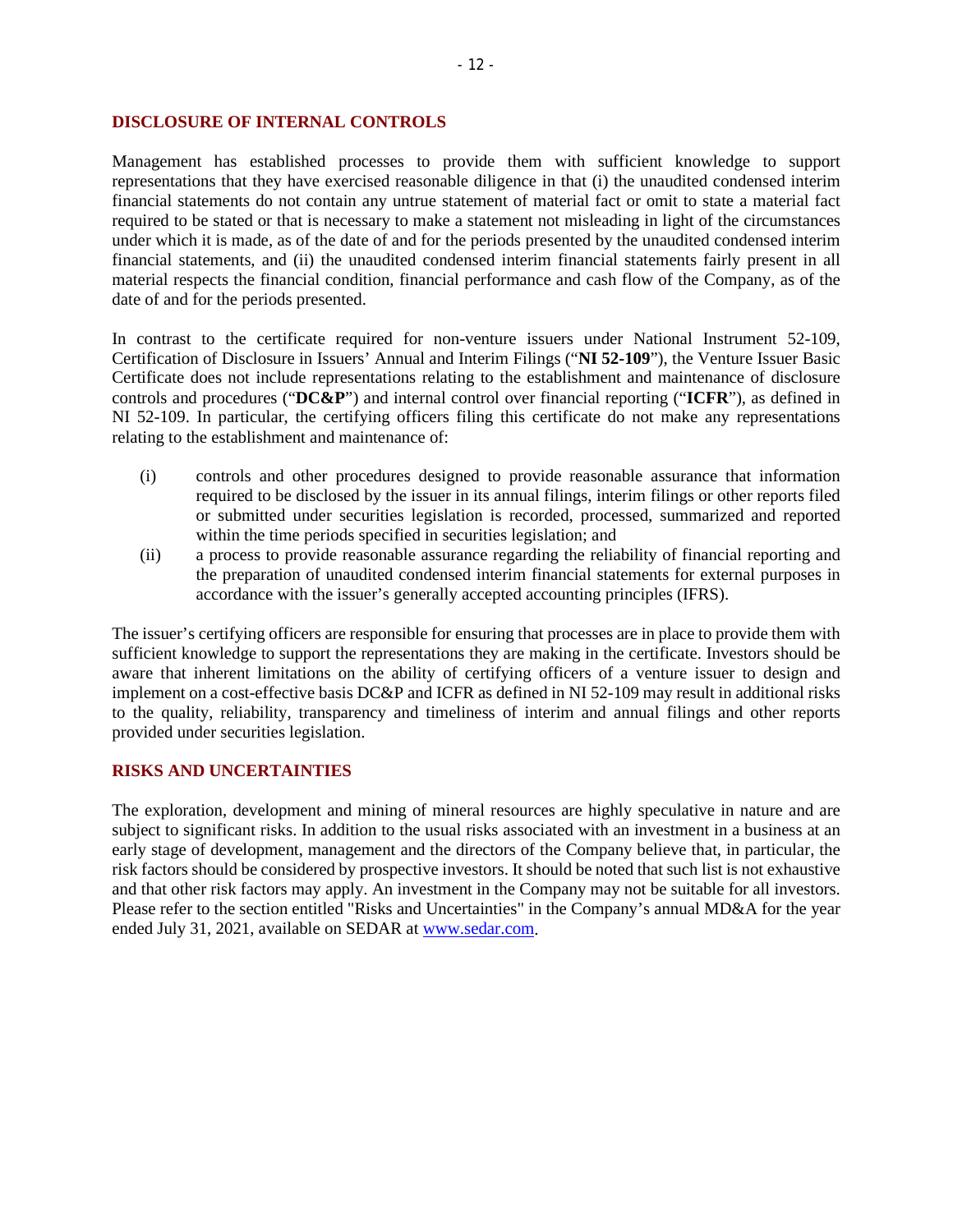## DISCLOSURE OF INTERNAL CONTROLS

Management has established processes to provide them with sufficient knowledge to support representations that they have exercised reasonable diligence in that (i) the unaudited condensed interim financial statements do not contain any untrue statement of material fact or omit to state a material fact required to be stated or that is necessary to make a statement not misleading in light of the circumstances under which it is made, as of the date of and for the periods presented by the unaudited condensed interim financial statements, and (ii) the unaudited condensed interim financial statements fairly present in all material respects the financial condition, financial performance and cash flow of the Company, as of the date of and for the periods presented.

In contrast to the certificate required for non-venture issuers under National Instrument 52-109, Certification of Disclosure in Issuers' Annual and Interim Filings ("**NI 52-109**"), the Venture Issuer Basic Certificate does not include representations relating to the establishment and maintenance of disclosure controls and procedures ("**DC&P**") and internal control over financial reporting ("**ICFR**"), as defined in NI 52-109. In particular, the certifying officers filing this certificate do not make any representations relating to the establishment and maintenance of:

(i) controls and other procedures designed to provide reasonable assurance that information required to be disclosed by the issuer in its annual filings, interim filings or other reports filed or submitted under securities legislation is recorded, processed, summarized and reported within the time periods specified in securities legislation; and

(ii) a process to provide reasonable assurance regarding the reliability of financial reporting and the preparation of unaudited condensed interim financial statements for external purposes in accordance with the issuer's generally accepted accounting principles (IFRS).

The issuer's certifying officers are responsible for ensuring that processes are in place to provide them with sufficient knowledge to support the representations they are making in the certificate. Investors should be aware that inherent limitations on the ability of certifying officers of a venture issuer to design and implement on a cost-effective basis DC&P and ICFR as defined in NI 52-109 may result in additional risks to the quality, reliability, transparency and timeliness of interim and annual filings and other reports provided under securities legislation.

## RISKS AND UNCERTAINTIES

The exploration, development and mining of mineral resources are highly speculative in nature and are subject to significant risks. In addition to the usual risks associated with an investment in a business at an early stage of development, management and the directors of the Company believe that, in particular, the risk factors should be considered by prospective investors. It should be noted that such list is not exhaustive and that other risk factors may apply. An investment in the Company may not be suitable for all investors. Please refer to the section entitled "Risks and Uncertainties" in the Company's annual MD&A for the year ended July 31, 2021, available on SEDAR at www.sedar.com.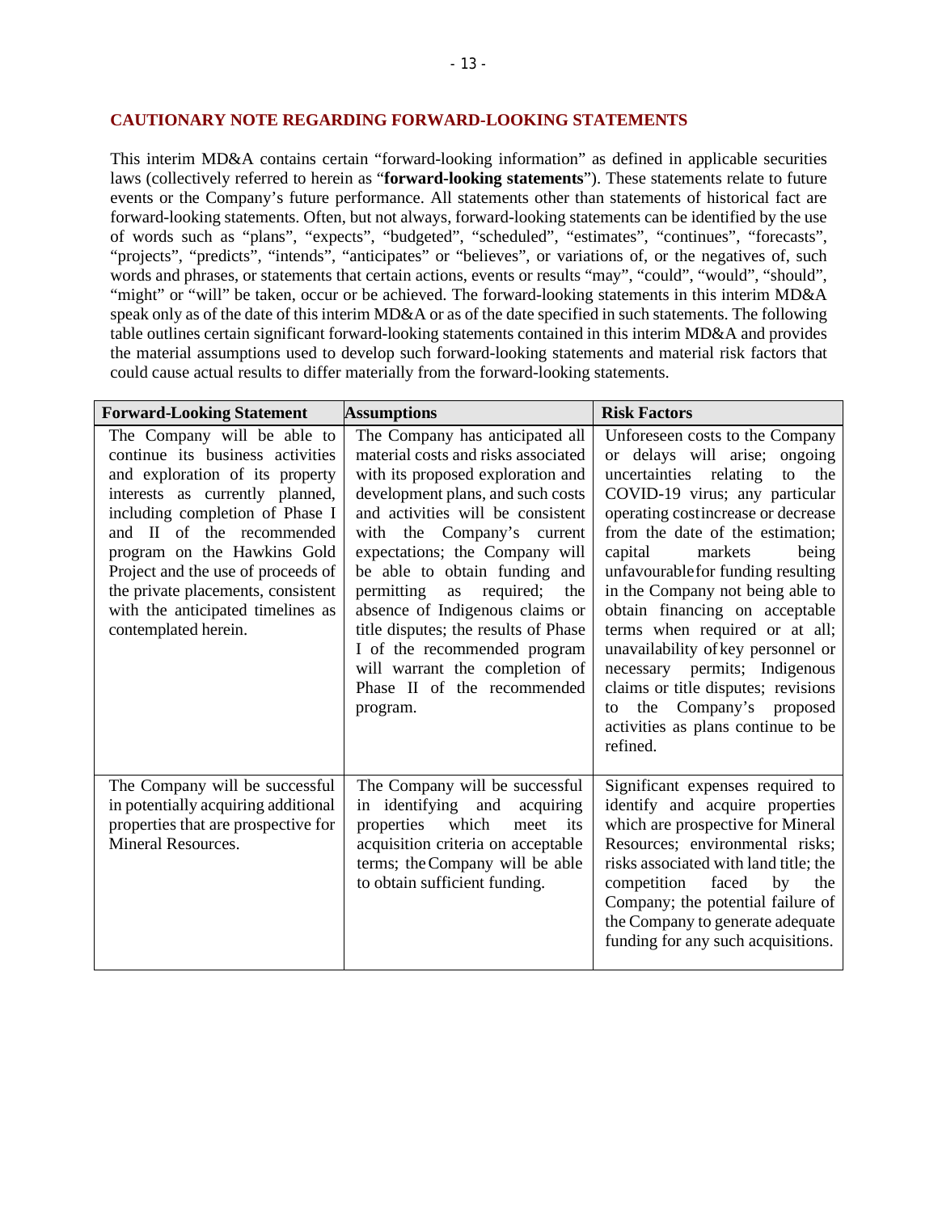## CAUTIONARY NOTE REGARDING FORWARD-LOOKING STATEMENTS

This interim MD&A contains certain "forward-looking information" as defined in applicable securities laws (collectively referred to herein as "**forward-looking statements**"). These statements relate to future events or the Company's future performance. All statements other than statements of historical fact are forward-looking statements. Often, but not always, forward-looking statements can be identified by the use of words such as "plans", "expects", "budgeted", "scheduled", "estimates", "continues", "forecasts", "projects", "predicts", "intends", "anticipates" or "believes", or variations of, or the negatives of, such words and phrases, or statements that certain actions, events or results "may", "could", "would", "should", "might" or "will" be taken, occur or be achieved. The forward-looking statements in this interim MD&A speak only as of the date of this interim MD&A or as of the date specified in such statements. The following table outlines certain significant forward-looking statements contained in this interim MD&A and provides the material assumptions used to develop such forward-looking statements and material risk factors that could cause actual results to differ materially from the forward-looking statements.

| Forward-Looking Statement | Assumptions | Risk Factors |
|---|---|---|
| The Company will be able to continue its business activities and exploration of its property interests as currently planned, including completion of Phase I and II of the recommended program on the Hawkins Gold Project and the use of proceeds of the private placements, consistent with the anticipated timelines as contemplated herein. | The Company has anticipated all material costs and risks associated with its proposed exploration and development plans, and such costs and activities will be consistent with the Company's current expectations; the Company will be able to obtain funding and permitting as required; the absence of Indigenous claims or title disputes; the results of Phase I of the recommended program will warrant the completion of Phase II of the recommended program. | Unforeseen costs to the Company or delays will arise; ongoing uncertainties relating to the COVID-19 virus; any particular operating cost increase or decrease from the date of the estimation; capital markets being unfavourable for funding resulting in the Company not being able to obtain financing on acceptable terms when required or at all; unavailability of key personnel or necessary permits; Indigenous claims or title disputes; revisions to the Company's proposed activities as plans continue to be refined. |
| The Company will be successful in potentially acquiring additional properties that are prospective for Mineral Resources. | The Company will be successful in identifying and acquiring properties which meet its acquisition criteria on acceptable terms; the Company will be able to obtain sufficient funding. | Significant expenses required to identify and acquire properties which are prospective for Mineral Resources; environmental risks; risks associated with land title; the competition faced by the Company; the potential failure of the Company to generate adequate funding for any such acquisitions. |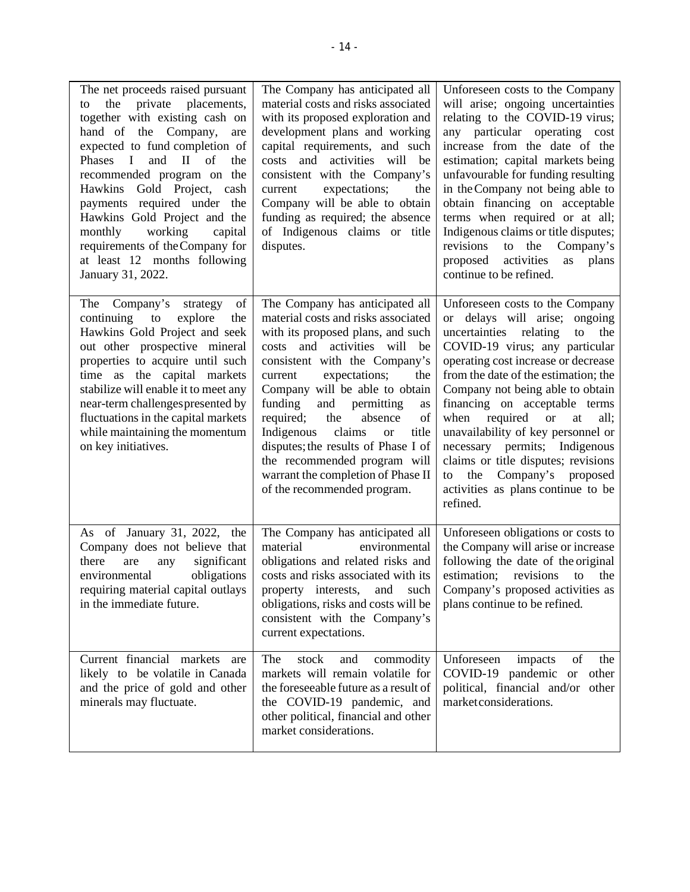| The net proceeds raised pursuant to the private placements, together with existing cash on hand of the Company, are expected to fund completion of Phases I and II of the recommended program on the Hawkins Gold Project, cash payments required under the Hawkins Gold Project and the monthly working capital requirements of the Company for at least 12 months following January 31, 2022. | The Company has anticipated all material costs and risks associated with its proposed exploration and development plans and working capital requirements, and such costs and activities will be consistent with the Company's current expectations; the Company will be able to obtain funding as required; the absence of Indigenous claims or title disputes. | Unforeseen costs to the Company will arise; ongoing uncertainties relating to the COVID-19 virus; any particular operating cost increase from the date of the estimation; capital markets being unfavourable for funding resulting in the Company not being able to obtain financing on acceptable terms when required or at all; Indigenous claims or title disputes; revisions to the Company's proposed activities as plans continue to be refined. |
|---|---|---|
| The Company's strategy of continuing to explore the Hawkins Gold Project and seek out other prospective mineral properties to acquire until such time as the capital markets stabilize will enable it to meet any near-term challenges presented by fluctuations in the capital markets while maintaining the momentum on key initiatives. | The Company has anticipated all material costs and risks associated with its proposed plans, and such costs and activities will be consistent with the Company's current expectations; the Company will be able to obtain funding and permitting as required; the absence of Indigenous claims or title disputes; the results of Phase I of the recommended program will warrant the completion of Phase II of the recommended program. | Unforeseen costs to the Company or delays will arise; ongoing uncertainties relating to the COVID-19 virus; any particular operating cost increase or decrease from the date of the estimation; the Company not being able to obtain financing on acceptable terms when required or at all; unavailability of key personnel or necessary permits; Indigenous claims or title disputes; revisions to the Company's proposed activities as plans continue to be refined. |
| As of January 31, 2022, the Company does not believe that there are any significant environmental obligations requiring material capital outlays in the immediate future. | The Company has anticipated all material environmental obligations and related risks and costs and risks associated with its property interests, and such obligations, risks and costs will be consistent with the Company's current expectations. | Unforeseen obligations or costs to the Company will arise or increase following the date of the original estimation; revisions to the Company's proposed activities as plans continue to be refined. |
| Current financial markets are likely to be volatile in Canada and the price of gold and other minerals may fluctuate. | The stock and commodity markets will remain volatile for the foreseeable future as a result of the COVID-19 pandemic, and other political, financial and other market considerations. | Unforeseen impacts of the COVID-19 pandemic or other political, financial and/or other market considerations. |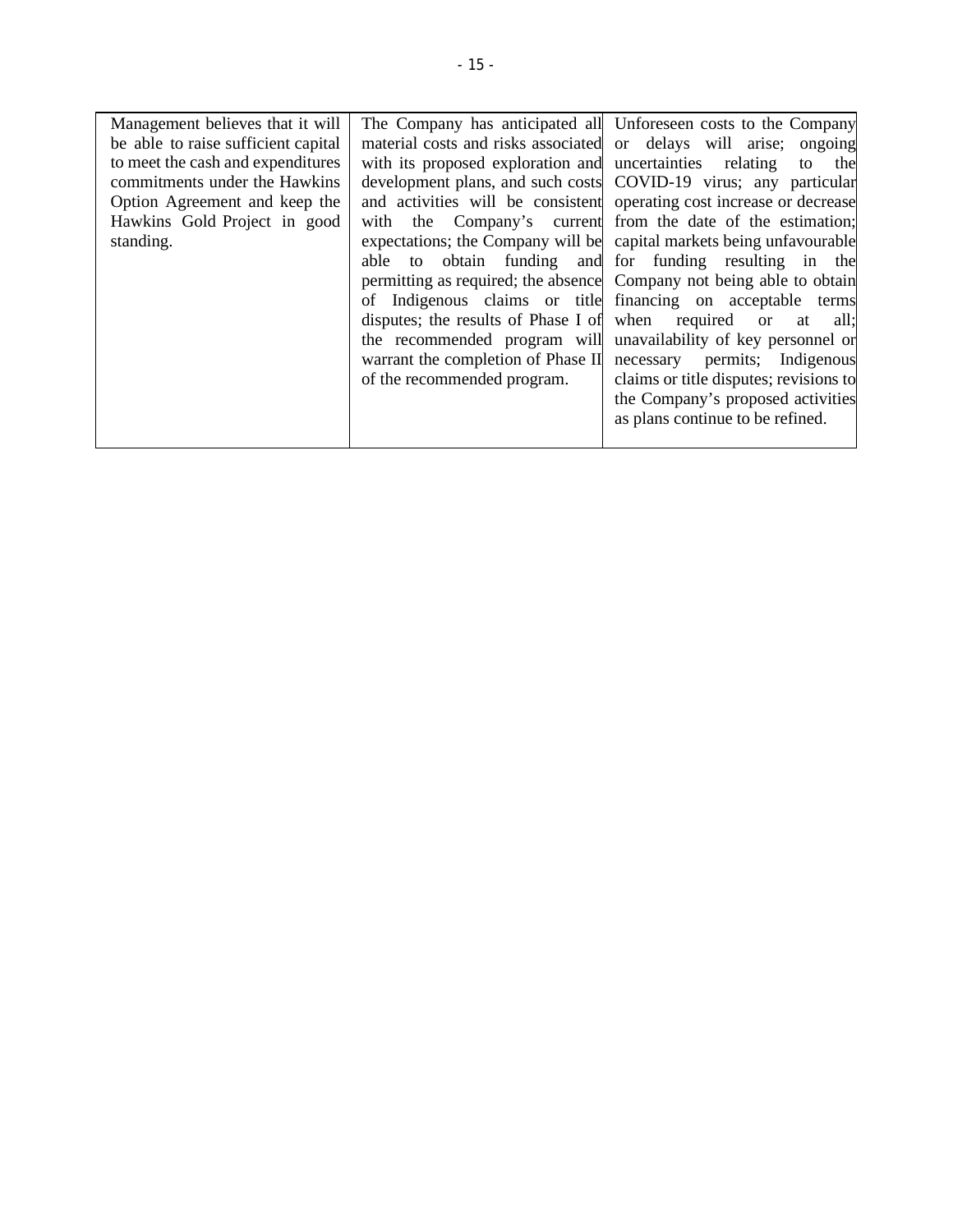| | | |
|---|---|---|
| Management believes that it will be able to raise sufficient capital to meet the cash and expenditures commitments under the Hawkins Option Agreement and keep the Hawkins Gold Project in good standing. | The Company has anticipated all material costs and risks associated with its proposed exploration and development plans, and such costs and activities will be consistent with the Company's current expectations; the Company will be able to obtain funding and permitting as required; the absence of Indigenous claims or title disputes; the results of Phase I of the recommended program will warrant the completion of Phase II of the recommended program. | Unforeseen costs to the Company or delays will arise; ongoing uncertainties relating to the COVID-19 virus; any particular operating cost increase or decrease from the date of the estimation; capital markets being unfavourable for funding resulting in the Company not being able to obtain financing on acceptable terms when required or at all; unavailability of key personnel or necessary permits; Indigenous claims or title disputes; revisions to the Company's proposed activities as plans continue to be refined. |